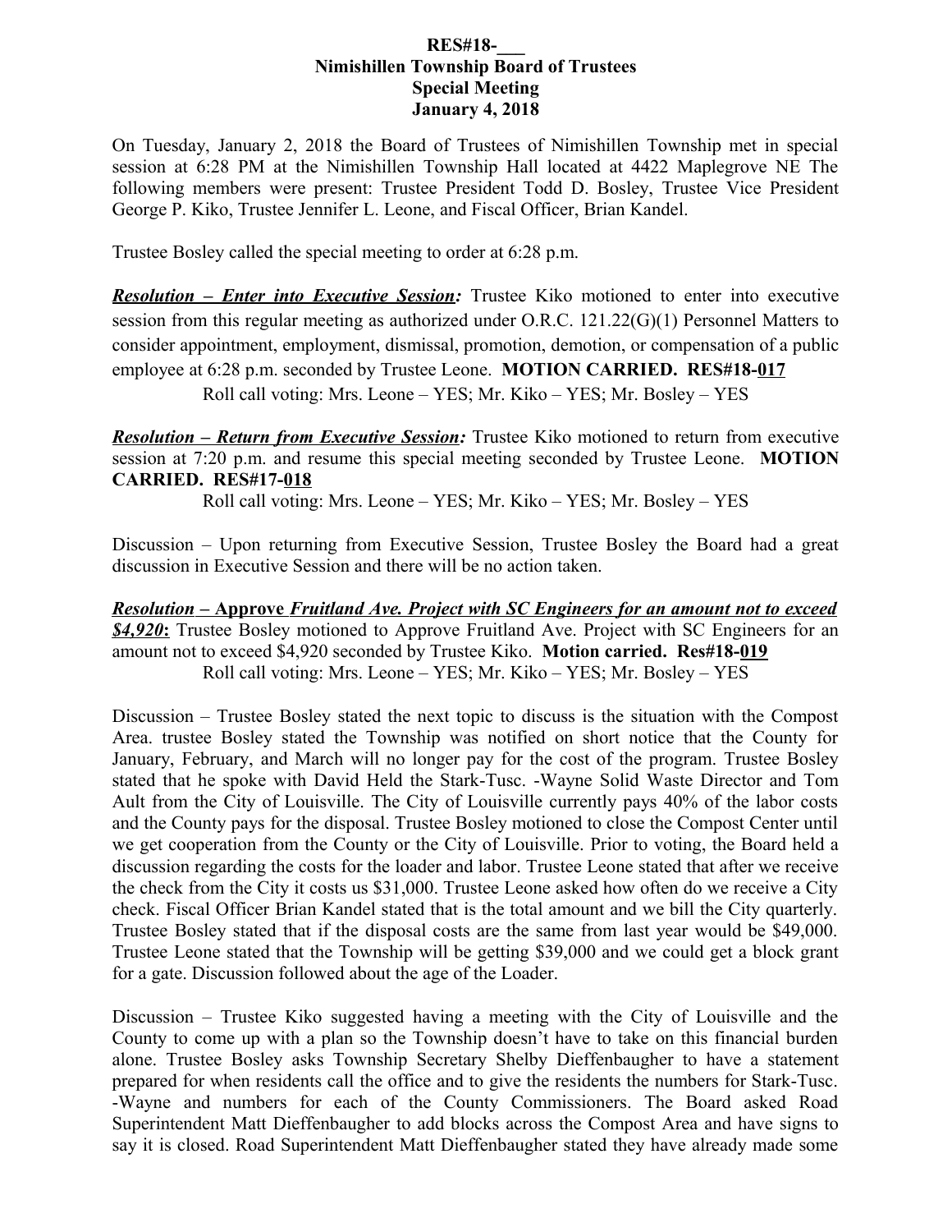**RES#18-\_\_\_**
**Nimishillen Township Board of Trustees**
**Special Meeting**
**January 4, 2018**

On Tuesday, January 2, 2018 the Board of Trustees of Nimishillen Township met in special session at 6:28 PM at the Nimishillen Township Hall located at 4422 Maplegrove NE The following members were present: Trustee President Todd D. Bosley, Trustee Vice President George P. Kiko, Trustee Jennifer L. Leone, and Fiscal Officer, Brian Kandel.

Trustee Bosley called the special meeting to order at 6:28 p.m.

***Resolution – Enter into Executive Session:*** Trustee Kiko motioned to enter into executive session from this regular meeting as authorized under O.R.C. 121.22(G)(1) Personnel Matters to consider appointment, employment, dismissal, promotion, demotion, or compensation of a public employee at 6:28 p.m. seconded by Trustee Leone. **MOTION CARRIED. RES#18-017**

Roll call voting: Mrs. Leone – YES; Mr. Kiko – YES; Mr. Bosley – YES

***Resolution – Return from Executive Session:*** Trustee Kiko motioned to return from executive session at 7:20 p.m. and resume this special meeting seconded by Trustee Leone. **MOTION CARRIED. RES#17-018**

Roll call voting: Mrs. Leone – YES; Mr. Kiko – YES; Mr. Bosley – YES

Discussion – Upon returning from Executive Session, Trustee Bosley the Board had a great discussion in Executive Session and there will be no action taken.

***Resolution – Approve Fruitland Ave. Project with SC Engineers for an amount not to exceed $4,920:*** Trustee Bosley motioned to Approve Fruitland Ave. Project with SC Engineers for an amount not to exceed $4,920 seconded by Trustee Kiko. **Motion carried. Res#18-019**

Roll call voting: Mrs. Leone – YES; Mr. Kiko – YES; Mr. Bosley – YES

Discussion – Trustee Bosley stated the next topic to discuss is the situation with the Compost Area. trustee Bosley stated the Township was notified on short notice that the County for January, February, and March will no longer pay for the cost of the program. Trustee Bosley stated that he spoke with David Held the Stark-Tusc. -Wayne Solid Waste Director and Tom Ault from the City of Louisville. The City of Louisville currently pays 40% of the labor costs and the County pays for the disposal. Trustee Bosley motioned to close the Compost Center until we get cooperation from the County or the City of Louisville. Prior to voting, the Board held a discussion regarding the costs for the loader and labor. Trustee Leone stated that after we receive the check from the City it costs us $31,000. Trustee Leone asked how often do we receive a City check. Fiscal Officer Brian Kandel stated that is the total amount and we bill the City quarterly. Trustee Bosley stated that if the disposal costs are the same from last year would be $49,000. Trustee Leone stated that the Township will be getting $39,000 and we could get a block grant for a gate. Discussion followed about the age of the Loader.

Discussion – Trustee Kiko suggested having a meeting with the City of Louisville and the County to come up with a plan so the Township doesn't have to take on this financial burden alone. Trustee Bosley asks Township Secretary Shelby Dieffenbaugher to have a statement prepared for when residents call the office and to give the residents the numbers for Stark-Tusc. -Wayne and numbers for each of the County Commissioners. The Board asked Road Superintendent Matt Dieffenbaugher to add blocks across the Compost Area and have signs to say it is closed. Road Superintendent Matt Dieffenbaugher stated they have already made some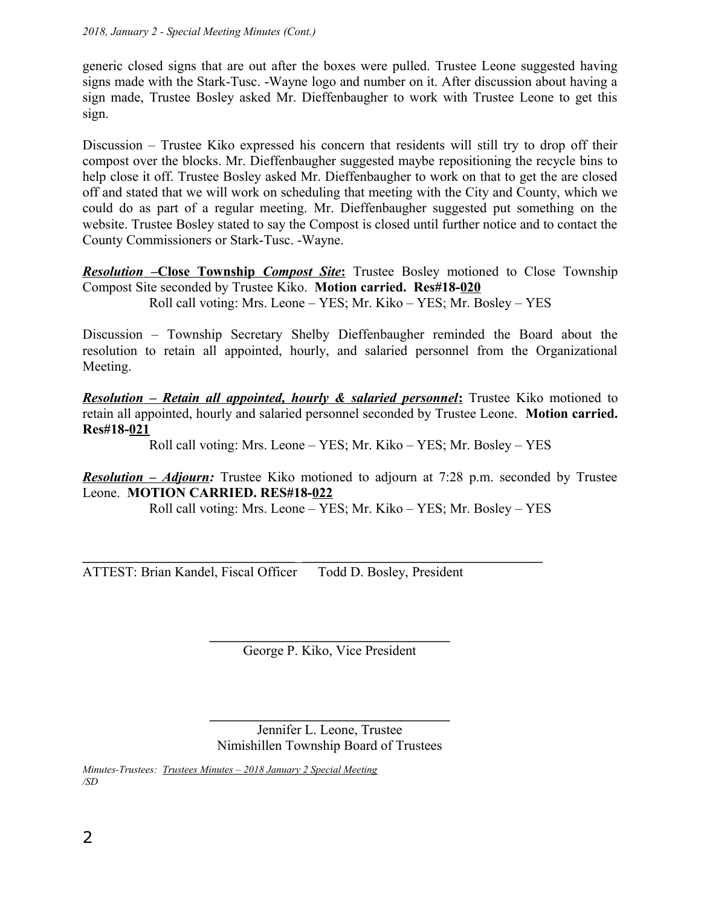generic closed signs that are out after the boxes were pulled. Trustee Leone suggested having signs made with the Stark-Tusc. -Wayne logo and number on it. After discussion about having a sign made, Trustee Bosley asked Mr. Dieffenbaugher to work with Trustee Leone to get this sign.

Discussion – Trustee Kiko expressed his concern that residents will still try to drop off their compost over the blocks. Mr. Dieffenbaugher suggested maybe repositioning the recycle bins to help close it off. Trustee Bosley asked Mr. Dieffenbaugher to work on that to get the are closed off and stated that we will work on scheduling that meeting with the City and County, which we could do as part of a regular meeting. Mr. Dieffenbaugher suggested put something on the website. Trustee Bosley stated to say the Compost is closed until further notice and to contact the County Commissioners or Stark-Tusc. -Wayne.

***Resolution* –Close Township *Compost Site*:** Trustee Bosley motioned to Close Township Compost Site seconded by Trustee Kiko. **Motion carried. Res#18-020**

Roll call voting: Mrs. Leone – YES; Mr. Kiko – YES; Mr. Bosley – YES

Discussion – Township Secretary Shelby Dieffenbaugher reminded the Board about the resolution to retain all appointed, hourly, and salaried personnel from the Organizational Meeting.

***Resolution – Retain all appointed, hourly & salaried personnel*:** Trustee Kiko motioned to retain all appointed, hourly and salaried personnel seconded by Trustee Leone. **Motion carried. Res#18-021**

Roll call voting: Mrs. Leone – YES; Mr. Kiko – YES; Mr. Bosley – YES

***Resolution – Adjourn:*** Trustee Kiko motioned to adjourn at 7:28 p.m. seconded by Trustee Leone. **MOTION CARRIED. RES#18-022**

Roll call voting: Mrs. Leone – YES; Mr. Kiko – YES; Mr. Bosley – YES

______________________________ ______________________________

ATTEST: Brian Kandel, Fiscal Officer Todd D. Bosley, President

______________________________

George P. Kiko, Vice President

______________________________

Jennifer L. Leone, Trustee

Nimishillen Township Board of Trustees

*Minutes-Trustees: Trustees Minutes – 2018 January 2 Special Meeting*
*/SD*